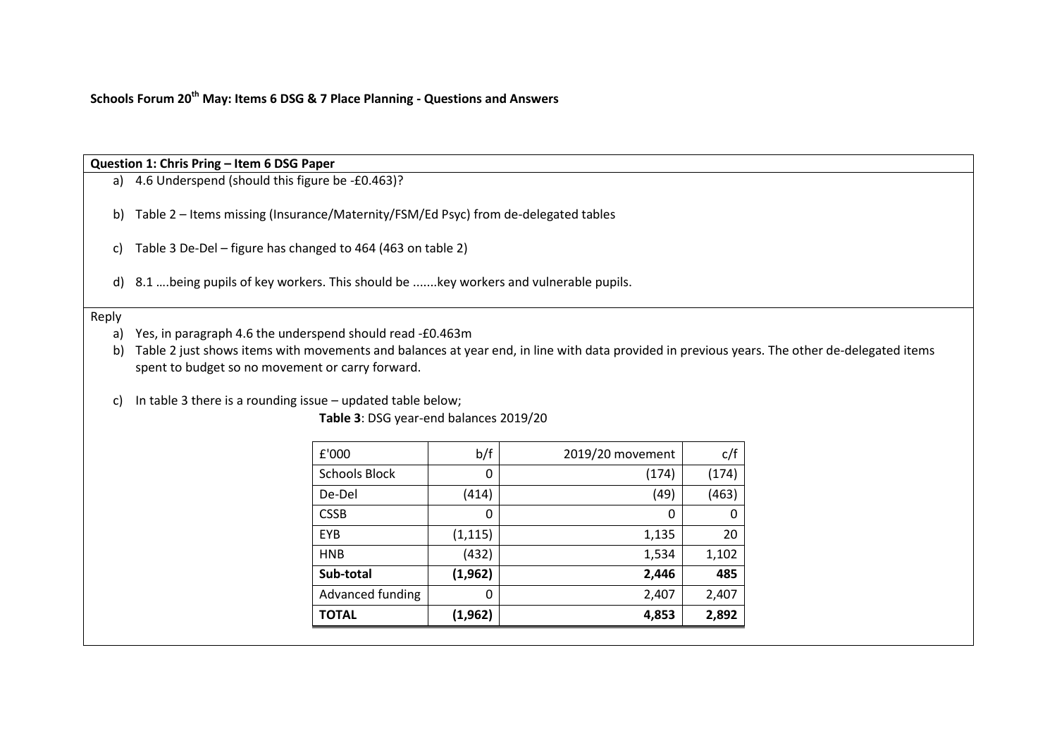**Schools Forum 20th May: Items 6 DSG & 7 Place Planning - Questions and Answers**

**Question 1: Chris Pring – Item 6 DSG Paper**

a) 4.6 Underspend (should this figure be -£0.463)?

b) Table 2 – Items missing (Insurance/Maternity/FSM/Ed Psyc) from de-delegated tables

c) Table 3 De-Del – figure has changed to 464 (463 on table 2)

d) 8.1 ….being pupils of key workers. This should be .......key workers and vulnerable pupils.

Reply

a) Yes, in paragraph 4.6 the underspend should read -£0.463m

b) Table 2 just shows items with movements and balances at year end, in line with data provided in previous years. The other de-delegated items spent to budget so no movement or carry forward.

c) In table 3 there is a rounding issue – updated table below;

**Table 3**: DSG year-end balances 2019/20

| £'000 | b/f | 2019/20 movement | c/f |
|---|---|---|---|
| Schools Block | 0 | (174) | (174) |
| De-Del | (414) | (49) | (463) |
| CSSB | 0 | 0 | 0 |
| EYB | (1,115) | 1,135 | 20 |
| HNB | (432) | 1,534 | 1,102 |
| **Sub-total** | **(1,962)** | **2,446** | **485** |
| Advanced funding | 0 | 2,407 | 2,407 |
| **TOTAL** | **(1,962)** | **4,853** | **2,892** |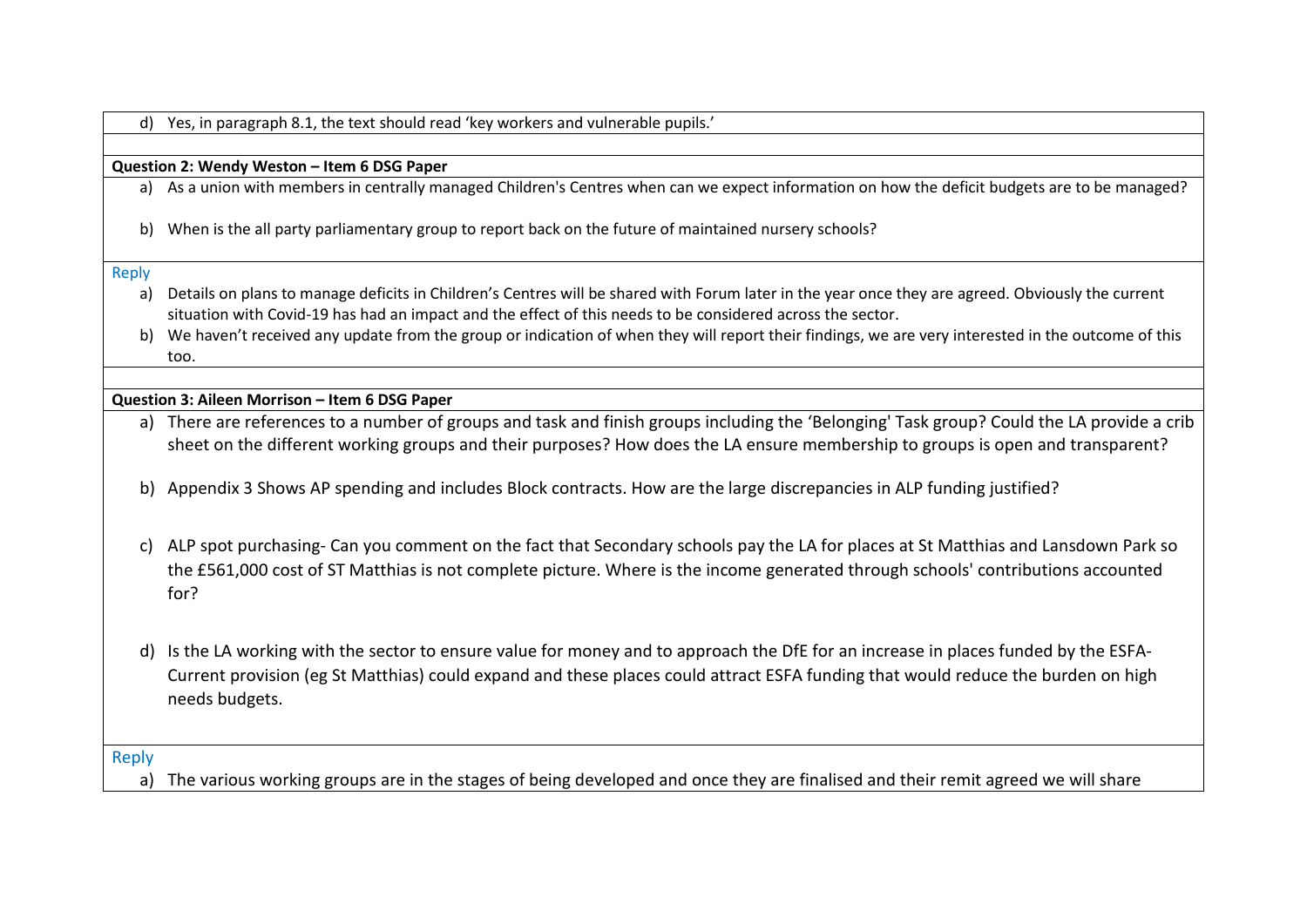d) Yes, in paragraph 8.1, the text should read 'key workers and vulnerable pupils.'

**Question 2: Wendy Weston – Item 6 DSG Paper**

a) As a union with members in centrally managed Children's Centres when can we expect information on how the deficit budgets are to be managed?

b) When is the all party parliamentary group to report back on the future of maintained nursery schools?

Reply

a) Details on plans to manage deficits in Children's Centres will be shared with Forum later in the year once they are agreed. Obviously the current situation with Covid-19 has had an impact and the effect of this needs to be considered across the sector.

b) We haven't received any update from the group or indication of when they will report their findings, we are very interested in the outcome of this too.

**Question 3: Aileen Morrison – Item 6 DSG Paper**

a) There are references to a number of groups and task and finish groups including the 'Belonging' Task group? Could the LA provide a crib sheet on the different working groups and their purposes? How does the LA ensure membership to groups is open and transparent?

b) Appendix 3 Shows AP spending and includes Block contracts. How are the large discrepancies in ALP funding justified?

c) ALP spot purchasing- Can you comment on the fact that Secondary schools pay the LA for places at St Matthias and Lansdown Park so the £561,000 cost of ST Matthias is not complete picture. Where is the income generated through schools' contributions accounted for?

d) Is the LA working with the sector to ensure value for money and to approach the DfE for an increase in places funded by the ESFA-Current provision (eg St Matthias) could expand and these places could attract ESFA funding that would reduce the burden on high needs budgets.

Reply

a) The various working groups are in the stages of being developed and once they are finalised and their remit agreed we will share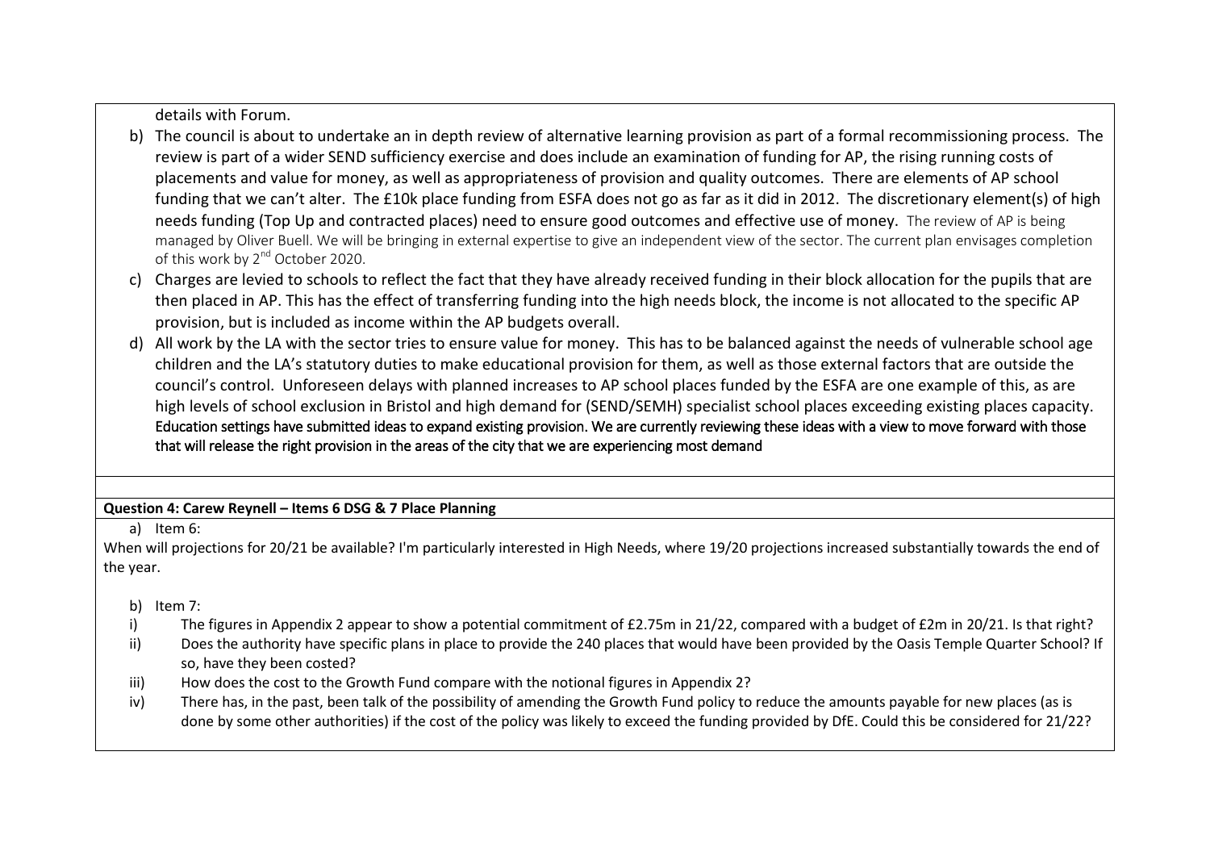details with Forum.

b) The council is about to undertake an in depth review of alternative learning provision as part of a formal recommissioning process. The review is part of a wider SEND sufficiency exercise and does include an examination of funding for AP, the rising running costs of placements and value for money, as well as appropriateness of provision and quality outcomes. There are elements of AP school funding that we can't alter. The £10k place funding from ESFA does not go as far as it did in 2012. The discretionary element(s) of high needs funding (Top Up and contracted places) need to ensure good outcomes and effective use of money. The review of AP is being managed by Oliver Buell. We will be bringing in external expertise to give an independent view of the sector. The current plan envisages completion of this work by 2nd October 2020.

c) Charges are levied to schools to reflect the fact that they have already received funding in their block allocation for the pupils that are then placed in AP. This has the effect of transferring funding into the high needs block, the income is not allocated to the specific AP provision, but is included as income within the AP budgets overall.

d) All work by the LA with the sector tries to ensure value for money. This has to be balanced against the needs of vulnerable school age children and the LA's statutory duties to make educational provision for them, as well as those external factors that are outside the council's control. Unforeseen delays with planned increases to AP school places funded by the ESFA are one example of this, as are high levels of school exclusion in Bristol and high demand for (SEND/SEMH) specialist school places exceeding existing places capacity. Education settings have submitted ideas to expand existing provision. We are currently reviewing these ideas with a view to move forward with those that will release the right provision in the areas of the city that we are experiencing most demand

**Question 4: Carew Reynell – Items 6 DSG & 7 Place Planning**

a) Item 6:

When will projections for 20/21 be available? I'm particularly interested in High Needs, where 19/20 projections increased substantially towards the end of the year.

b) Item 7:

i) The figures in Appendix 2 appear to show a potential commitment of £2.75m in 21/22, compared with a budget of £2m in 20/21. Is that right?

ii) Does the authority have specific plans in place to provide the 240 places that would have been provided by the Oasis Temple Quarter School? If so, have they been costed?

iii) How does the cost to the Growth Fund compare with the notional figures in Appendix 2?

iv) There has, in the past, been talk of the possibility of amending the Growth Fund policy to reduce the amounts payable for new places (as is done by some other authorities) if the cost of the policy was likely to exceed the funding provided by DfE. Could this be considered for 21/22?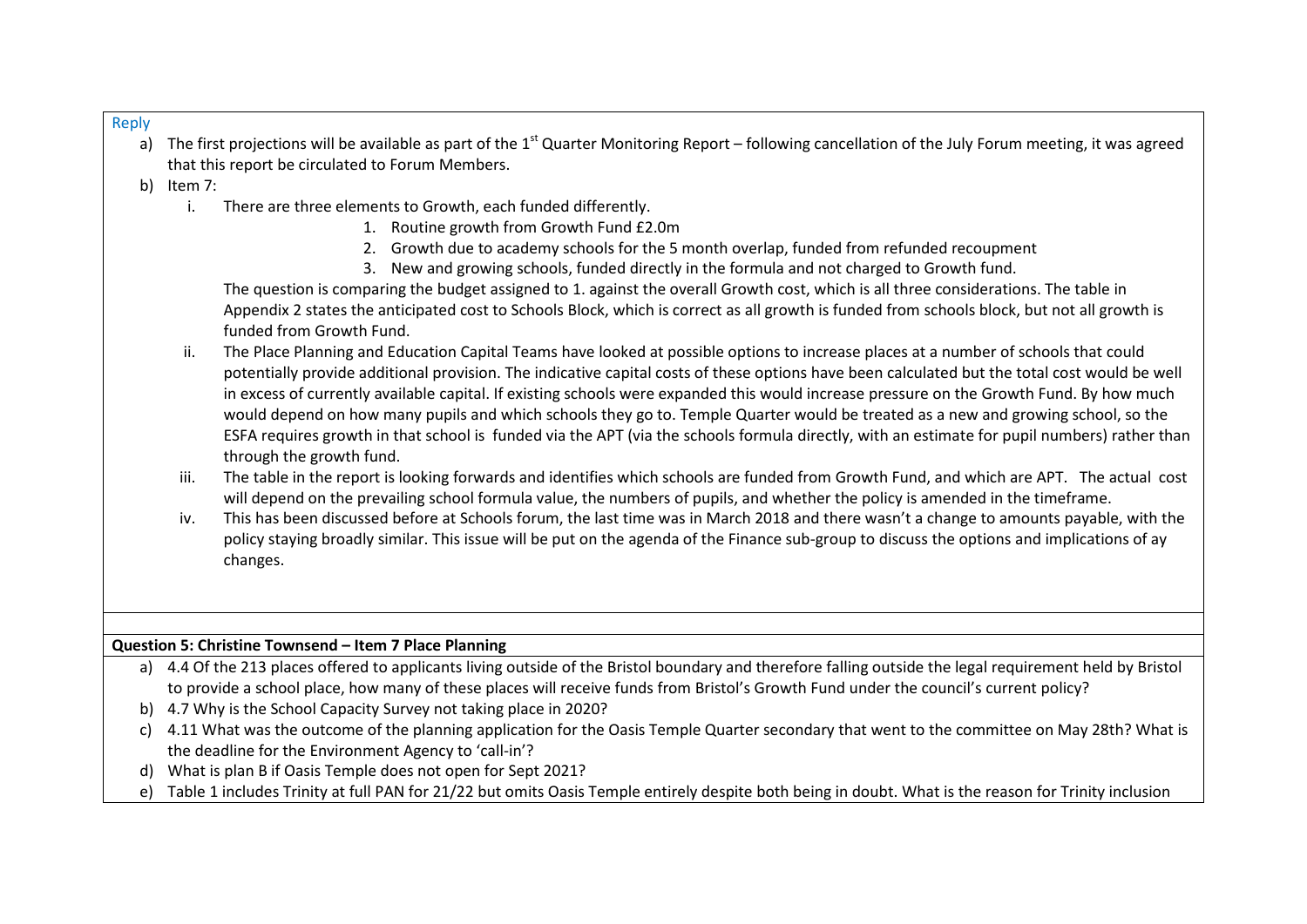Reply

a) The first projections will be available as part of the 1st Quarter Monitoring Report – following cancellation of the July Forum meeting, it was agreed that this report be circulated to Forum Members.

b) Item 7:

   i. There are three elements to Growth, each funded differently.

      1. Routine growth from Growth Fund £2.0m
      2. Growth due to academy schools for the 5 month overlap, funded from refunded recoupment
      3. New and growing schools, funded directly in the formula and not charged to Growth fund.

      The question is comparing the budget assigned to 1. against the overall Growth cost, which is all three considerations. The table in Appendix 2 states the anticipated cost to Schools Block, which is correct as all growth is funded from schools block, but not all growth is funded from Growth Fund.

   ii. The Place Planning and Education Capital Teams have looked at possible options to increase places at a number of schools that could potentially provide additional provision. The indicative capital costs of these options have been calculated but the total cost would be well in excess of currently available capital. If existing schools were expanded this would increase pressure on the Growth Fund. By how much would depend on how many pupils and which schools they go to. Temple Quarter would be treated as a new and growing school, so the ESFA requires growth in that school is funded via the APT (via the schools formula directly, with an estimate for pupil numbers) rather than through the growth fund.

   iii. The table in the report is looking forwards and identifies which schools are funded from Growth Fund, and which are APT. The actual cost will depend on the prevailing school formula value, the numbers of pupils, and whether the policy is amended in the timeframe.

   iv. This has been discussed before at Schools forum, the last time was in March 2018 and there wasn't a change to amounts payable, with the policy staying broadly similar. This issue will be put on the agenda of the Finance sub-group to discuss the options and implications of ay changes.

**Question 5: Christine Townsend – Item 7 Place Planning**

a) 4.4 Of the 213 places offered to applicants living outside of the Bristol boundary and therefore falling outside the legal requirement held by Bristol to provide a school place, how many of these places will receive funds from Bristol's Growth Fund under the council's current policy?

b) 4.7 Why is the School Capacity Survey not taking place in 2020?

c) 4.11 What was the outcome of the planning application for the Oasis Temple Quarter secondary that went to the committee on May 28th? What is the deadline for the Environment Agency to 'call-in'?

d) What is plan B if Oasis Temple does not open for Sept 2021?

e) Table 1 includes Trinity at full PAN for 21/22 but omits Oasis Temple entirely despite both being in doubt. What is the reason for Trinity inclusion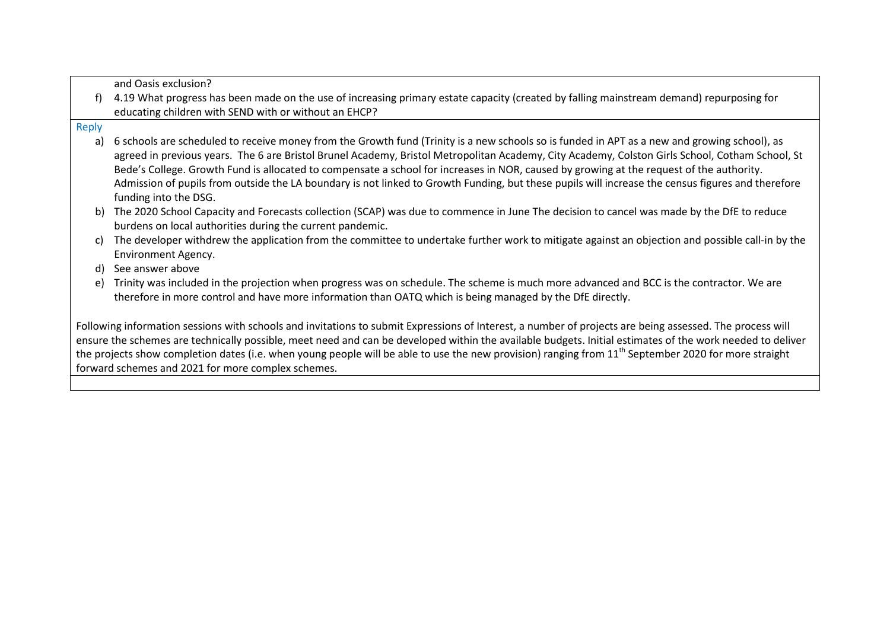and Oasis exclusion?

f) 4.19 What progress has been made on the use of increasing primary estate capacity (created by falling mainstream demand) repurposing for educating children with SEND with or without an EHCP?

Reply

a) 6 schools are scheduled to receive money from the Growth fund (Trinity is a new schools so is funded in APT as a new and growing school), as agreed in previous years. The 6 are Bristol Brunel Academy, Bristol Metropolitan Academy, City Academy, Colston Girls School, Cotham School, St Bede's College. Growth Fund is allocated to compensate a school for increases in NOR, caused by growing at the request of the authority. Admission of pupils from outside the LA boundary is not linked to Growth Funding, but these pupils will increase the census figures and therefore funding into the DSG.

b) The 2020 School Capacity and Forecasts collection (SCAP) was due to commence in June The decision to cancel was made by the DfE to reduce burdens on local authorities during the current pandemic.

c) The developer withdrew the application from the committee to undertake further work to mitigate against an objection and possible call-in by the Environment Agency.

d) See answer above

e) Trinity was included in the projection when progress was on schedule. The scheme is much more advanced and BCC is the contractor. We are therefore in more control and have more information than OATQ which is being managed by the DfE directly.

Following information sessions with schools and invitations to submit Expressions of Interest, a number of projects are being assessed. The process will ensure the schemes are technically possible, meet need and can be developed within the available budgets. Initial estimates of the work needed to deliver the projects show completion dates (i.e. when young people will be able to use the new provision) ranging from 11th September 2020 for more straight forward schemes and 2021 for more complex schemes.